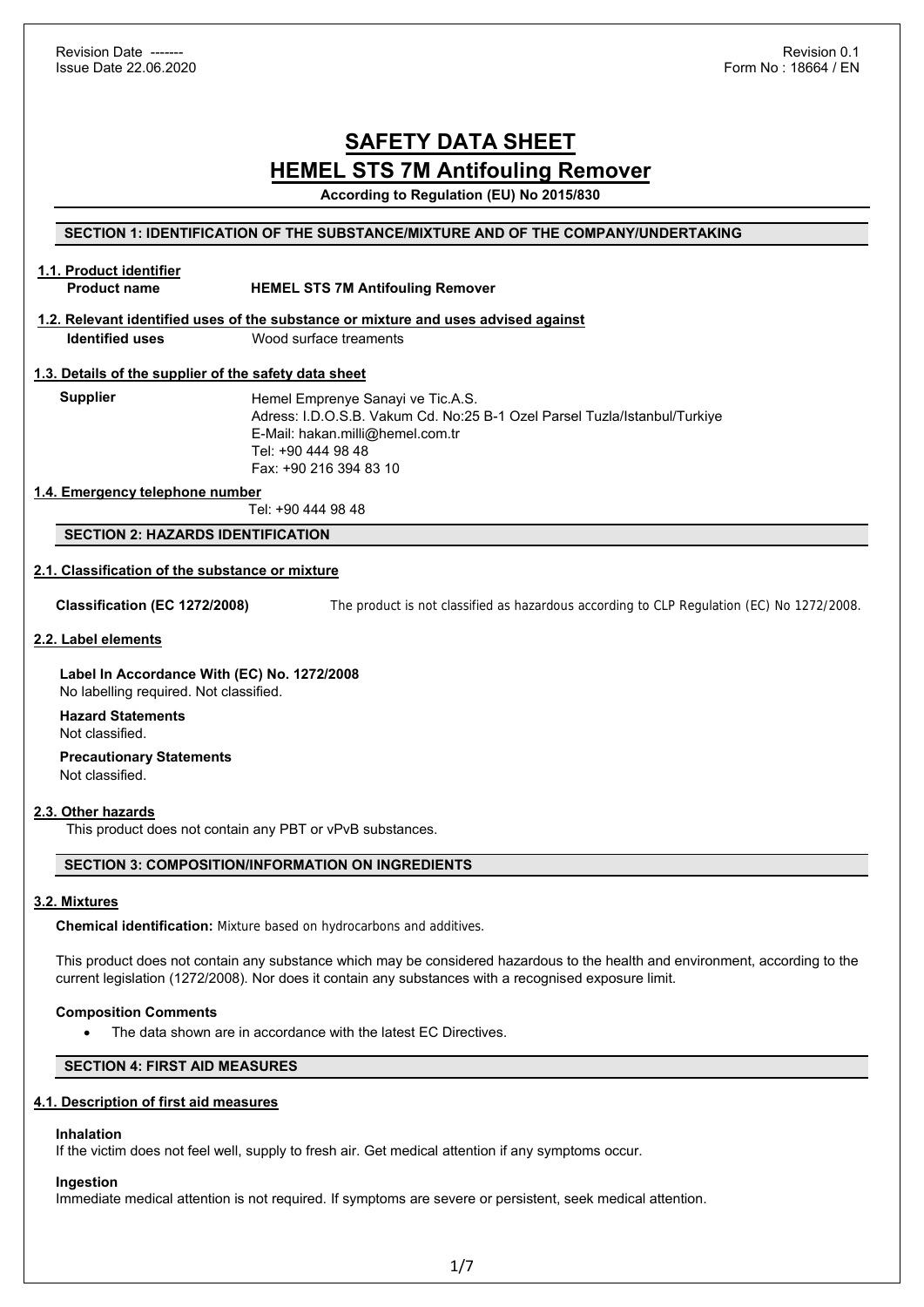Revision Date -------
Issue Date 22.06.2020

Revision 0.1
Form No : 18664 / EN

# SAFETY DATA SHEET

# HEMEL STS 7M Antifouling Remover

**According to Regulation (EU) No 2015/830**

## SECTION 1: IDENTIFICATION OF THE SUBSTANCE/MIXTURE AND OF THE COMPANY/UNDERTAKING

### 1.1. Product identifier

**Product name** **HEMEL STS 7M Antifouling Remover**

### 1.2. Relevant identified uses of the substance or mixture and uses advised against

**Identified uses** Wood surface treaments

### 1.3. Details of the supplier of the safety data sheet

**Supplier**
Hemel Emprenye Sanayi ve Tic.A.S.
Adress: I.D.O.S.B. Vakum Cd. No:25 B-1 Ozel Parsel Tuzla/Istanbul/Turkiye
E-Mail: hakan.milli@hemel.com.tr
Tel: +90 444 98 48
Fax: +90 216 394 83 10

### 1.4. Emergency telephone number

Tel: +90 444 98 48

## SECTION 2: HAZARDS IDENTIFICATION

### 2.1. Classification of the substance or mixture

**Classification (EC 1272/2008)** The product is not classified as hazardous according to CLP Regulation (EC) No 1272/2008.

### 2.2. Label elements

**Label In Accordance With (EC) No. 1272/2008**
No labelling required. Not classified.

**Hazard Statements**
Not classified.

**Precautionary Statements**
Not classified.

### 2.3. Other hazards

This product does not contain any PBT or vPvB substances.

## SECTION 3: COMPOSITION/INFORMATION ON INGREDIENTS

### 3.2. Mixtures

**Chemical identification:** Mixture based on hydrocarbons and additives.

This product does not contain any substance which may be considered hazardous to the health and environment, according to the current legislation (1272/2008). Nor does it contain any substances with a recognised exposure limit.

**Composition Comments**

- The data shown are in accordance with the latest EC Directives.

## SECTION 4: FIRST AID MEASURES

### 4.1. Description of first aid measures

**Inhalation**
If the victim does not feel well, supply to fresh air. Get medical attention if any symptoms occur.

**Ingestion**
Immediate medical attention is not required. If symptoms are severe or persistent, seek medical attention.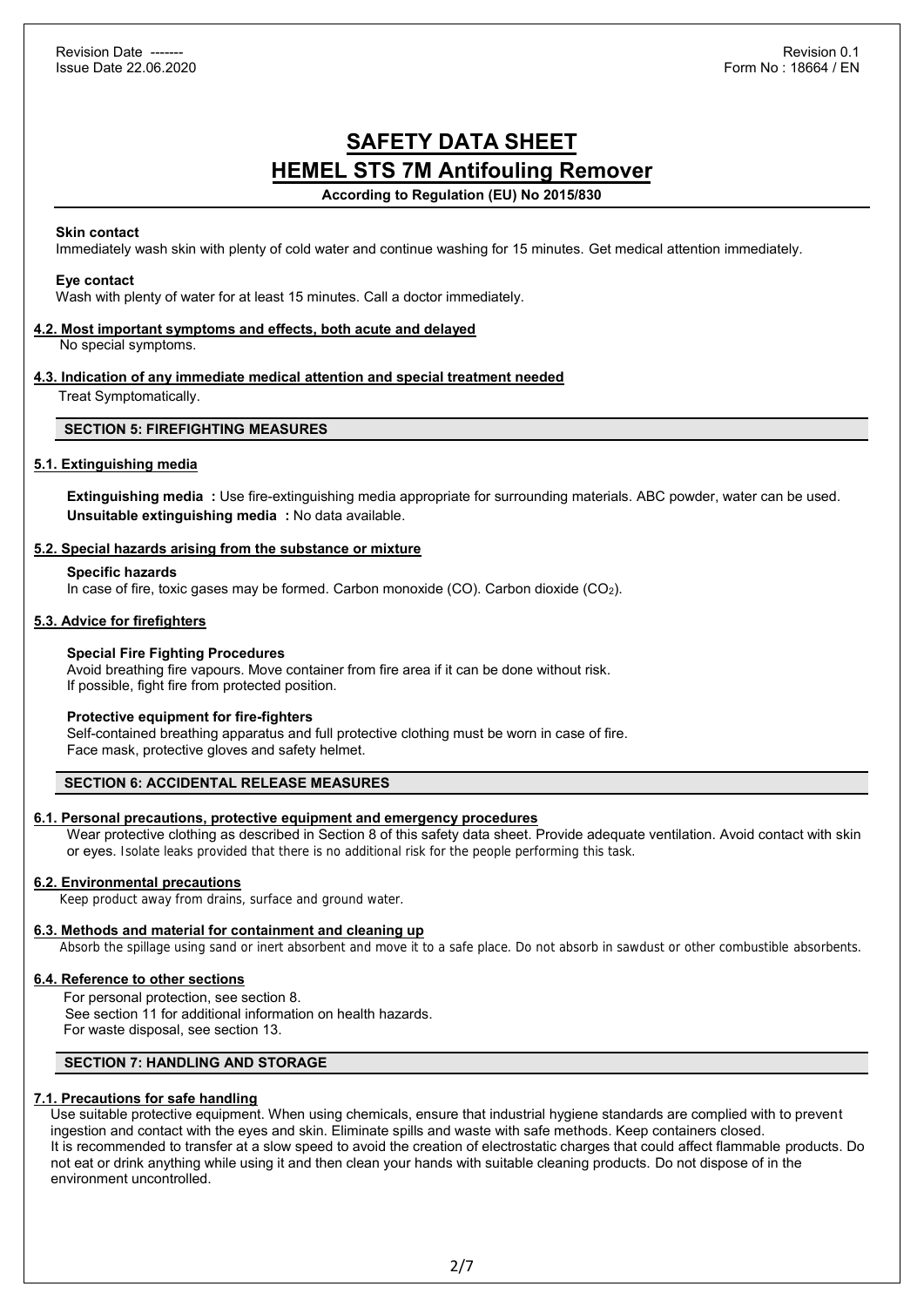**Skin contact**

Immediately wash skin with plenty of cold water and continue washing for 15 minutes. Get medical attention immediately.

**Eye contact**

Wash with plenty of water for at least 15 minutes. Call a doctor immediately.

### 4.2. Most important symptoms and effects, both acute and delayed

No special symptoms.

### 4.3. Indication of any immediate medical attention and special treatment needed

Treat Symptomatically.

## SECTION 5: FIREFIGHTING MEASURES

### 5.1. Extinguishing media

**Extinguishing media :** Use fire-extinguishing media appropriate for surrounding materials. ABC powder, water can be used.
**Unsuitable extinguishing media :** No data available.

### 5.2. Special hazards arising from the substance or mixture

**Specific hazards**

In case of fire, toxic gases may be formed. Carbon monoxide (CO). Carbon dioxide ($CO_2$).

### 5.3. Advice for firefighters

**Special Fire Fighting Procedures**

Avoid breathing fire vapours. Move container from fire area if it can be done without risk.
If possible, fight fire from protected position.

**Protective equipment for fire-fighters**

Self-contained breathing apparatus and full protective clothing must be worn in case of fire.
Face mask, protective gloves and safety helmet.

## SECTION 6: ACCIDENTAL RELEASE MEASURES

### 6.1. Personal precautions, protective equipment and emergency procedures

Wear protective clothing as described in Section 8 of this safety data sheet. Provide adequate ventilation. Avoid contact with skin or eyes. Isolate leaks provided that there is no additional risk for the people performing this task.

### 6.2. Environmental precautions

Keep product away from drains, surface and ground water.

### 6.3. Methods and material for containment and cleaning up

Absorb the spillage using sand or inert absorbent and move it to a safe place. Do not absorb in sawdust or other combustible absorbents.

### 6.4. Reference to other sections

For personal protection, see section 8.
See section 11 for additional information on health hazards.
For waste disposal, see section 13.

## SECTION 7: HANDLING AND STORAGE

### 7.1. Precautions for safe handling

Use suitable protective equipment. When using chemicals, ensure that industrial hygiene standards are complied with to prevent ingestion and contact with the eyes and skin. Eliminate spills and waste with safe methods. Keep containers closed.
It is recommended to transfer at a slow speed to avoid the creation of electrostatic charges that could affect flammable products. Do not eat or drink anything while using it and then clean your hands with suitable cleaning products. Do not dispose of in the environment uncontrolled.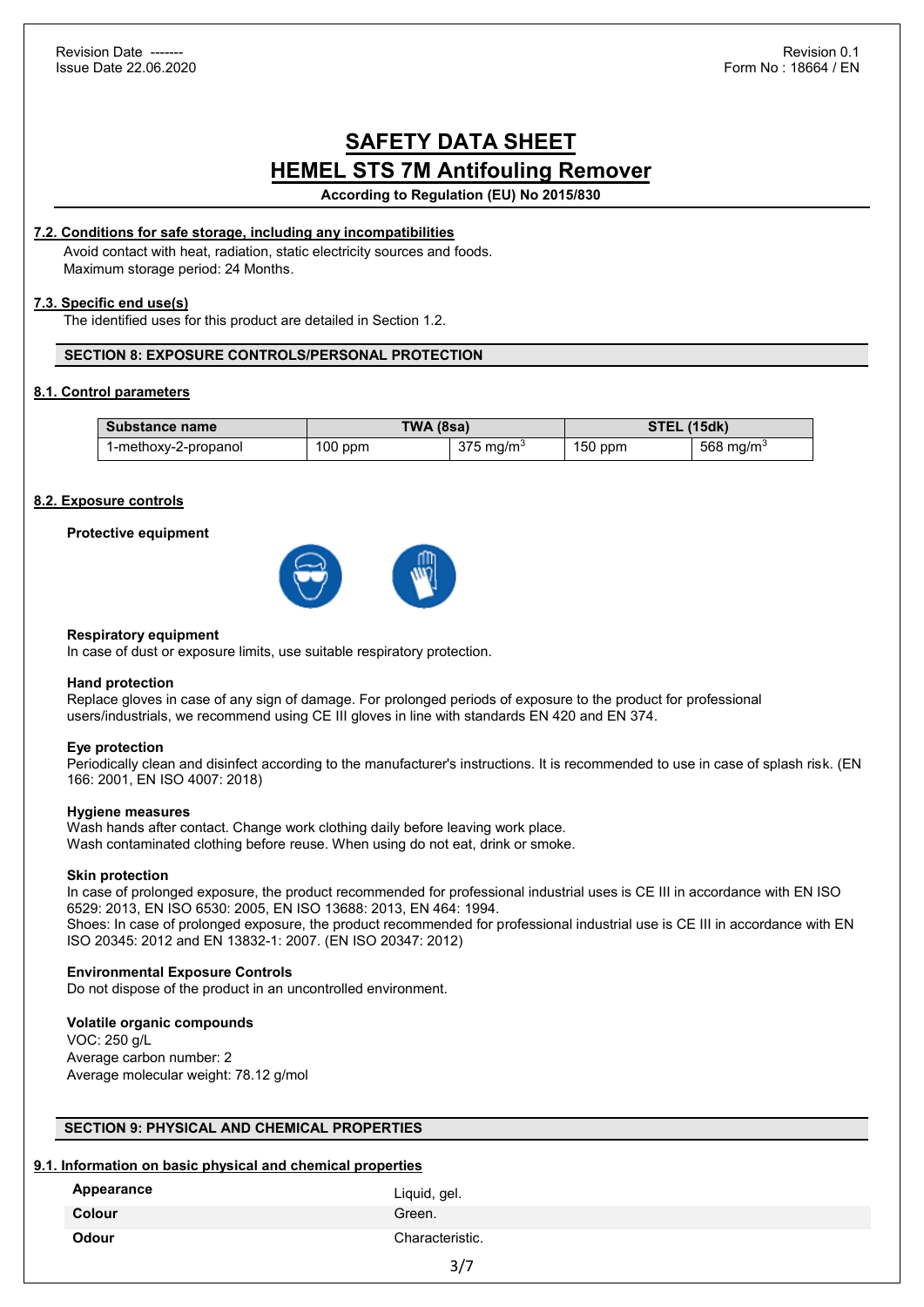Revision Date -------
Issue Date 22.06.2020

Revision 0.1
Form No : 18664 / EN

# SAFETY DATA SHEET
# HEMEL STS 7M Antifouling Remover

**According to Regulation (EU) No 2015/830**

### 7.2. Conditions for safe storage, including any incompatibilities

Avoid contact with heat, radiation, static electricity sources and foods.
Maximum storage period: 24 Months.

### 7.3. Specific end use(s)

The identified uses for this product are detailed in Section 1.2.

## SECTION 8: EXPOSURE CONTROLS/PERSONAL PROTECTION

### 8.1. Control parameters

| Substance name | TWA (8sa) | | STEL (15dk) | |
|---|---|---|---|---|
| 1-methoxy-2-propanol | 100 ppm | 375 mg/m$^3$ | 150 ppm | 568 mg/m$^3$ |

### 8.2. Exposure controls

**Protective equipment**

**Respiratory equipment**
In case of dust or exposure limits, use suitable respiratory protection.

**Hand protection**
Replace gloves in case of any sign of damage. For prolonged periods of exposure to the product for professional users/industrials, we recommend using CE III gloves in line with standards EN 420 and EN 374.

**Eye protection**
Periodically clean and disinfect according to the manufacturer's instructions. It is recommended to use in case of splash risk. (EN 166: 2001, EN ISO 4007: 2018)

**Hygiene measures**
Wash hands after contact. Change work clothing daily before leaving work place.
Wash contaminated clothing before reuse. When using do not eat, drink or smoke.

**Skin protection**
In case of prolonged exposure, the product recommended for professional industrial uses is CE III in accordance with EN ISO 6529: 2013, EN ISO 6530: 2005, EN ISO 13688: 2013, EN 464: 1994.
Shoes: In case of prolonged exposure, the product recommended for professional industrial use is CE III in accordance with EN ISO 20345: 2012 and EN 13832-1: 2007. (EN ISO 20347: 2012)

**Environmental Exposure Controls**
Do not dispose of the product in an uncontrolled environment.

**Volatile organic compounds**
VOC: 250 g/L
Average carbon number: 2
Average molecular weight: 78.12 g/mol

## SECTION 9: PHYSICAL AND CHEMICAL PROPERTIES

### 9.1. Information on basic physical and chemical properties

| | |
|---|---|
| **Appearance** | Liquid, gel. |
| **Colour** | Green. |
| **Odour** | Characteristic. |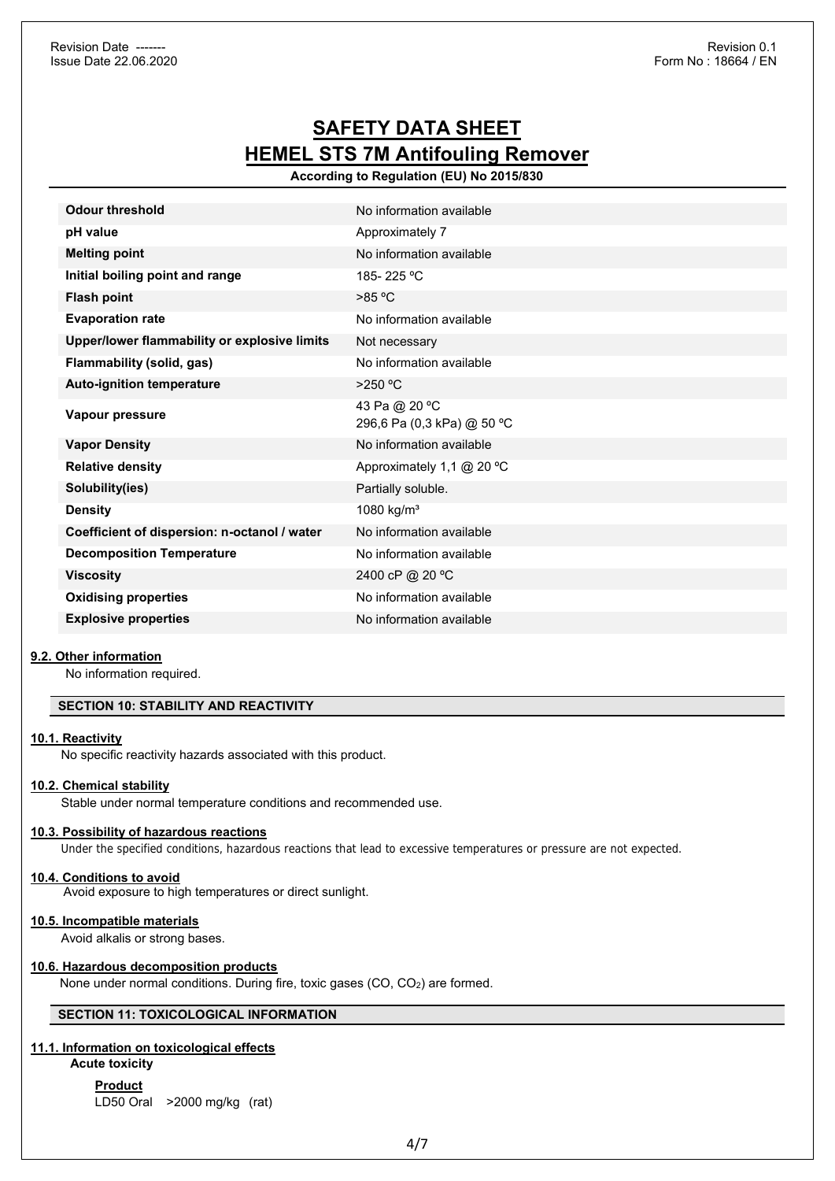| | |
|---|---|
| **Odour threshold** | No information available |
| **pH value** | Approximately 7 |
| **Melting point** | No information available |
| **Initial boiling point and range** | 185- 225 ºC |
| **Flash point** | >85 ºC |
| **Evaporation rate** | No information available |
| **Upper/lower flammability or explosive limits** | Not necessary |
| **Flammability (solid, gas)** | No information available |
| **Auto-ignition temperature** | >250 ºC |
| **Vapour pressure** | 43 Pa @ 20 ºC<br>296,6 Pa (0,3 kPa) @ 50 ºC |
| **Vapor Density** | No information available |
| **Relative density** | Approximately 1,1 @ 20 ºC |
| **Solubility(ies)** | Partially soluble. |
| **Density** | 1080 kg/m³ |
| **Coefficient of dispersion: n-octanol / water** | No information available |
| **Decomposition Temperature** | No information available |
| **Viscosity** | 2400 cP @ 20 ºC |
| **Oxidising properties** | No information available |
| **Explosive properties** | No information available |

### 9.2. Other information

No information required.

## SECTION 10: STABILITY AND REACTIVITY

### 10.1. Reactivity

No specific reactivity hazards associated with this product.

### 10.2. Chemical stability

Stable under normal temperature conditions and recommended use.

### 10.3. Possibility of hazardous reactions

Under the specified conditions, hazardous reactions that lead to excessive temperatures or pressure are not expected.

### 10.4. Conditions to avoid

Avoid exposure to high temperatures or direct sunlight.

### 10.5. Incompatible materials

Avoid alkalis or strong bases.

### 10.6. Hazardous decomposition products

None under normal conditions. During fire, toxic gases ($CO$, $CO_2$) are formed.

## SECTION 11: TOXICOLOGICAL INFORMATION

### 11.1. Information on toxicological effects

**Acute toxicity**

**Product**

LD50 Oral >2000 mg/kg (rat)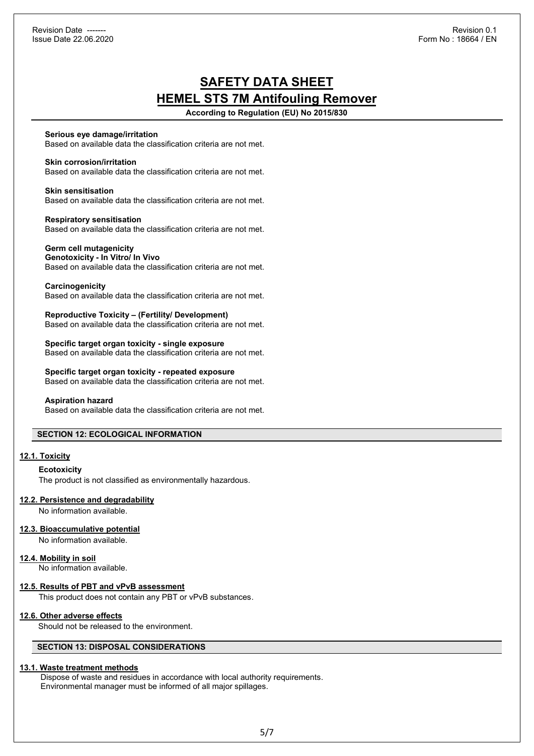**Serious eye damage/irritation**
Based on available data the classification criteria are not met.

**Skin corrosion/irritation**
Based on available data the classification criteria are not met.

**Skin sensitisation**
Based on available data the classification criteria are not met.

**Respiratory sensitisation**
Based on available data the classification criteria are not met.

**Germ cell mutagenicity**
**Genotoxicity - In Vitro/ In Vivo**
Based on available data the classification criteria are not met.

**Carcinogenicity**
Based on available data the classification criteria are not met.

**Reproductive Toxicity – (Fertility/ Development)**
Based on available data the classification criteria are not met.

**Specific target organ toxicity - single exposure**
Based on available data the classification criteria are not met.

**Specific target organ toxicity - repeated exposure**
Based on available data the classification criteria are not met.

**Aspiration hazard**
Based on available data the classification criteria are not met.

## SECTION 12: ECOLOGICAL INFORMATION

### 12.1. Toxicity

**Ecotoxicity**
The product is not classified as environmentally hazardous.

### 12.2. Persistence and degradability

No information available.

### 12.3. Bioaccumulative potential

No information available.

### 12.4. Mobility in soil

No information available.

### 12.5. Results of PBT and vPvB assessment

This product does not contain any PBT or vPvB substances.

### 12.6. Other adverse effects

Should not be released to the environment.

## SECTION 13: DISPOSAL CONSIDERATIONS

### 13.1. Waste treatment methods

Dispose of waste and residues in accordance with local authority requirements.
Environmental manager must be informed of all major spillages.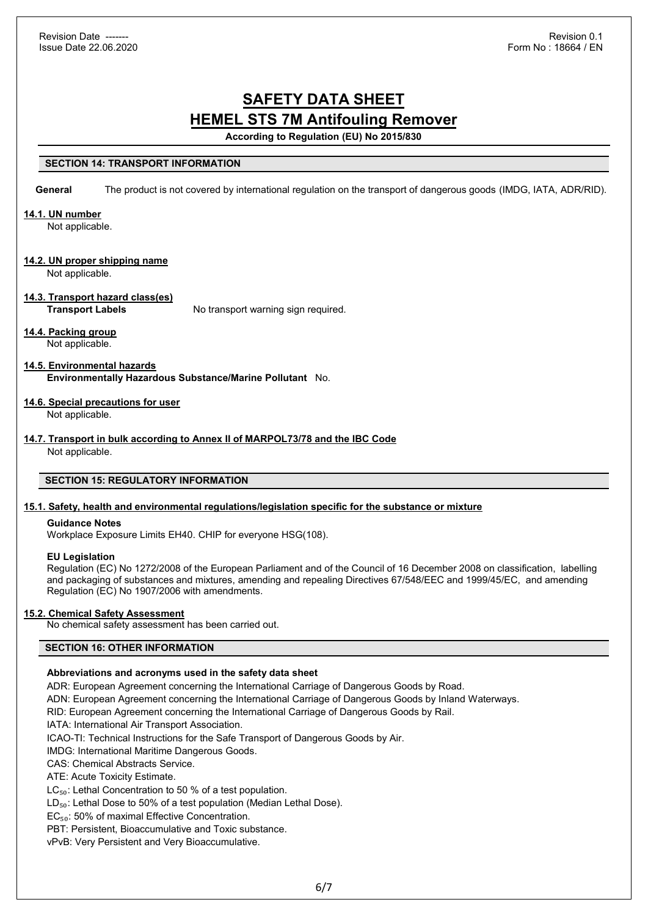# SAFETY DATA SHEET

## HEMEL STS 7M Antifouling Remover

**According to Regulation (EU) No 2015/830**

### SECTION 14: TRANSPORT INFORMATION

**General** The product is not covered by international regulation on the transport of dangerous goods (IMDG, IATA, ADR/RID).

**14.1. UN number**
Not applicable.

**14.2. UN proper shipping name**
Not applicable.

**14.3. Transport hazard class(es)**
**Transport Labels** No transport warning sign required.

**14.4. Packing group**
Not applicable.

**14.5. Environmental hazards**
**Environmentally Hazardous Substance/Marine Pollutant** No.

**14.6. Special precautions for user**
Not applicable.

**14.7. Transport in bulk according to Annex II of MARPOL73/78 and the IBC Code**
Not applicable.

### SECTION 15: REGULATORY INFORMATION

**15.1. Safety, health and environmental regulations/legislation specific for the substance or mixture**

**Guidance Notes**
Workplace Exposure Limits EH40. CHIP for everyone HSG(108).

**EU Legislation**
Regulation (EC) No 1272/2008 of the European Parliament and of the Council of 16 December 2008 on classification, labelling and packaging of substances and mixtures, amending and repealing Directives 67/548/EEC and 1999/45/EC, and amending Regulation (EC) No 1907/2006 with amendments.

**15.2. Chemical Safety Assessment**
No chemical safety assessment has been carried out.

### SECTION 16: OTHER INFORMATION

**Abbreviations and acronyms used in the safety data sheet**

ADR: European Agreement concerning the International Carriage of Dangerous Goods by Road.
ADN: European Agreement concerning the International Carriage of Dangerous Goods by Inland Waterways.
RID: European Agreement concerning the International Carriage of Dangerous Goods by Rail.
IATA: International Air Transport Association.
ICAO-TI: Technical Instructions for the Safe Transport of Dangerous Goods by Air.
IMDG: International Maritime Dangerous Goods.
CAS: Chemical Abstracts Service.
ATE: Acute Toxicity Estimate.
$LC_{50}$: Lethal Concentration to 50 % of a test population.
$LD_{50}$: Lethal Dose to 50% of a test population (Median Lethal Dose).
$EC_{50}$: 50% of maximal Effective Concentration.
PBT: Persistent, Bioaccumulative and Toxic substance.
vPvB: Very Persistent and Very Bioaccumulative.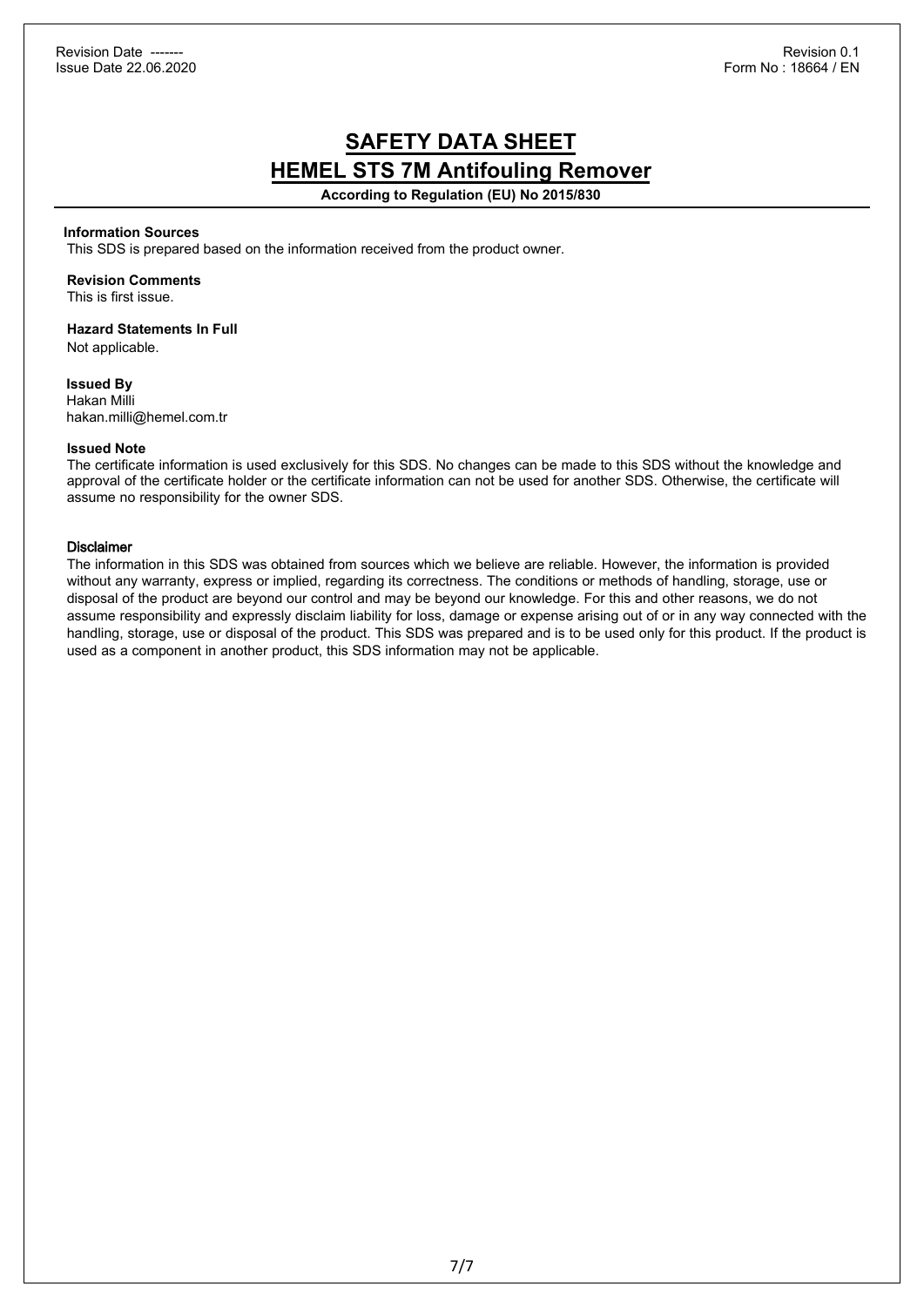# SAFETY DATA SHEET

## HEMEL STS 7M Antifouling Remover

**According to Regulation (EU) No 2015/830**

**Information Sources**

This SDS is prepared based on the information received from the product owner.

**Revision Comments**

This is first issue.

**Hazard Statements In Full**

Not applicable.

**Issued By**

Hakan Milli
hakan.milli@hemel.com.tr

**Issued Note**

The certificate information is used exclusively for this SDS. No changes can be made to this SDS without the knowledge and approval of the certificate holder or the certificate information can not be used for another SDS. Otherwise, the certificate will assume no responsibility for the owner SDS.

**Disclaimer**

The information in this SDS was obtained from sources which we believe are reliable. However, the information is provided without any warranty, express or implied, regarding its correctness. The conditions or methods of handling, storage, use or disposal of the product are beyond our control and may be beyond our knowledge. For this and other reasons, we do not assume responsibility and expressly disclaim liability for loss, damage or expense arising out of or in any way connected with the handling, storage, use or disposal of the product. This SDS was prepared and is to be used only for this product. If the product is used as a component in another product, this SDS information may not be applicable.